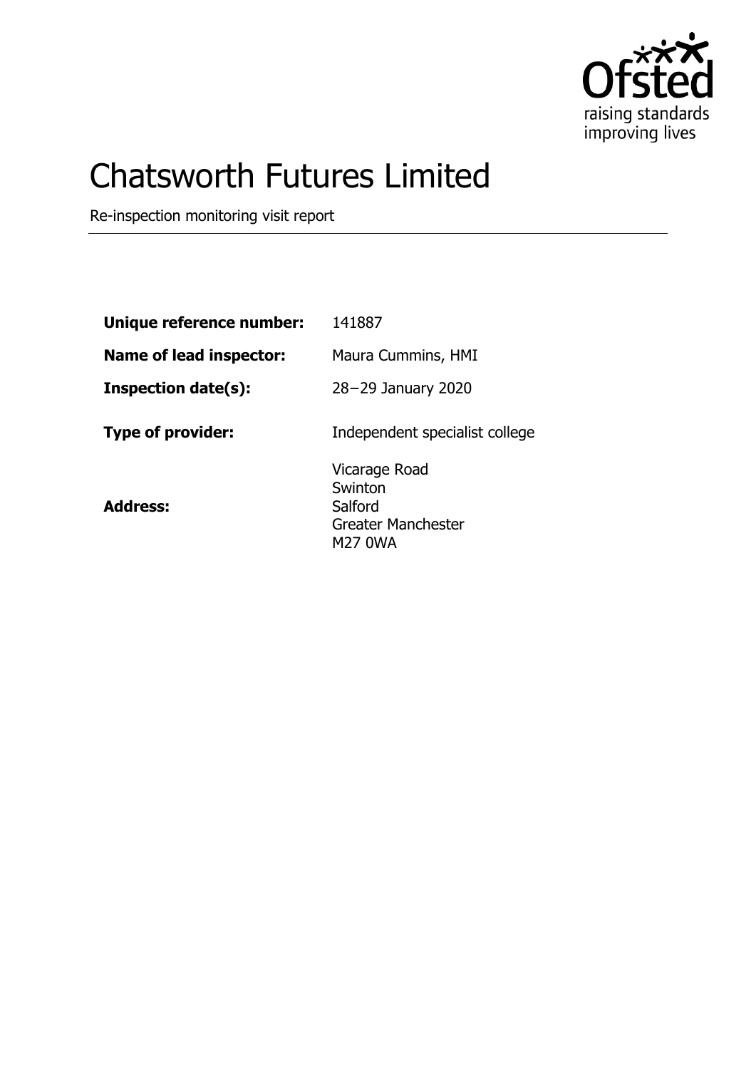# Chatsworth Futures Limited

Re-inspection monitoring visit report

| | |
|---|---|
| **Unique reference number:** | 141887 |
| **Name of lead inspector:** | Maura Cummins, HMI |
| **Inspection date(s):** | 28–29 January 2020 |
| **Type of provider:** | Independent specialist college |
| **Address:** | Vicarage Road<br>Swinton<br>Salford<br>Greater Manchester<br>M27 0WA |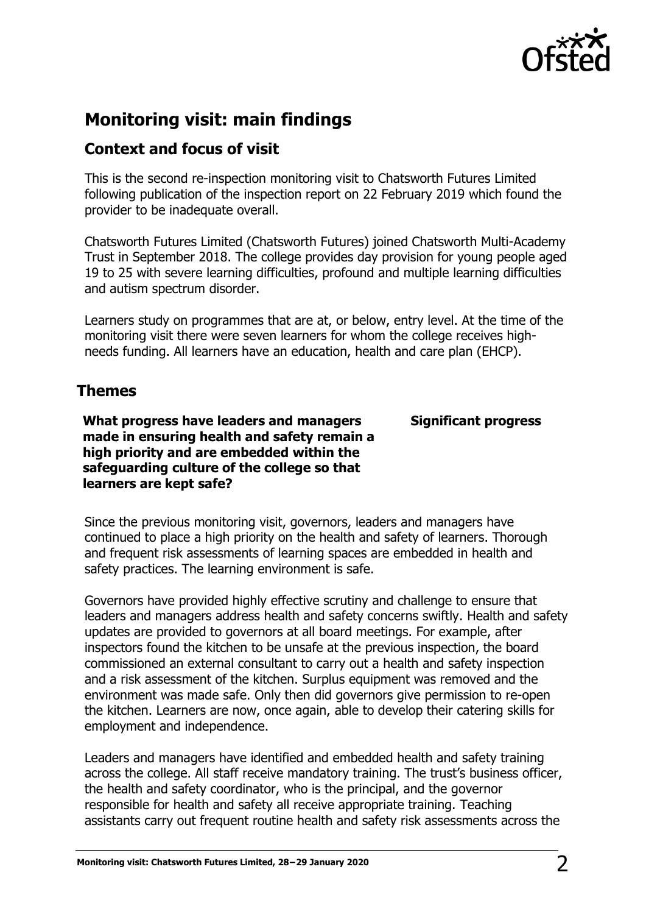## Monitoring visit: main findings

### Context and focus of visit

This is the second re-inspection monitoring visit to Chatsworth Futures Limited following publication of the inspection report on 22 February 2019 which found the provider to be inadequate overall.

Chatsworth Futures Limited (Chatsworth Futures) joined Chatsworth Multi-Academy Trust in September 2018. The college provides day provision for young people aged 19 to 25 with severe learning difficulties, profound and multiple learning difficulties and autism spectrum disorder.

Learners study on programmes that are at, or below, entry level. At the time of the monitoring visit there were seven learners for whom the college receives high-needs funding. All learners have an education, health and care plan (EHCP).

### Themes

| **What progress have leaders and managers made in ensuring health and safety remain a high priority and are embedded within the safeguarding culture of the college so that learners are kept safe?** | **Significant progress** |
| --- | --- |

Since the previous monitoring visit, governors, leaders and managers have continued to place a high priority on the health and safety of learners. Thorough and frequent risk assessments of learning spaces are embedded in health and safety practices. The learning environment is safe.

Governors have provided highly effective scrutiny and challenge to ensure that leaders and managers address health and safety concerns swiftly. Health and safety updates are provided to governors at all board meetings. For example, after inspectors found the kitchen to be unsafe at the previous inspection, the board commissioned an external consultant to carry out a health and safety inspection and a risk assessment of the kitchen. Surplus equipment was removed and the environment was made safe. Only then did governors give permission to re-open the kitchen. Learners are now, once again, able to develop their catering skills for employment and independence.

Leaders and managers have identified and embedded health and safety training across the college. All staff receive mandatory training. The trust's business officer, the health and safety coordinator, who is the principal, and the governor responsible for health and safety all receive appropriate training. Teaching assistants carry out frequent routine health and safety risk assessments across the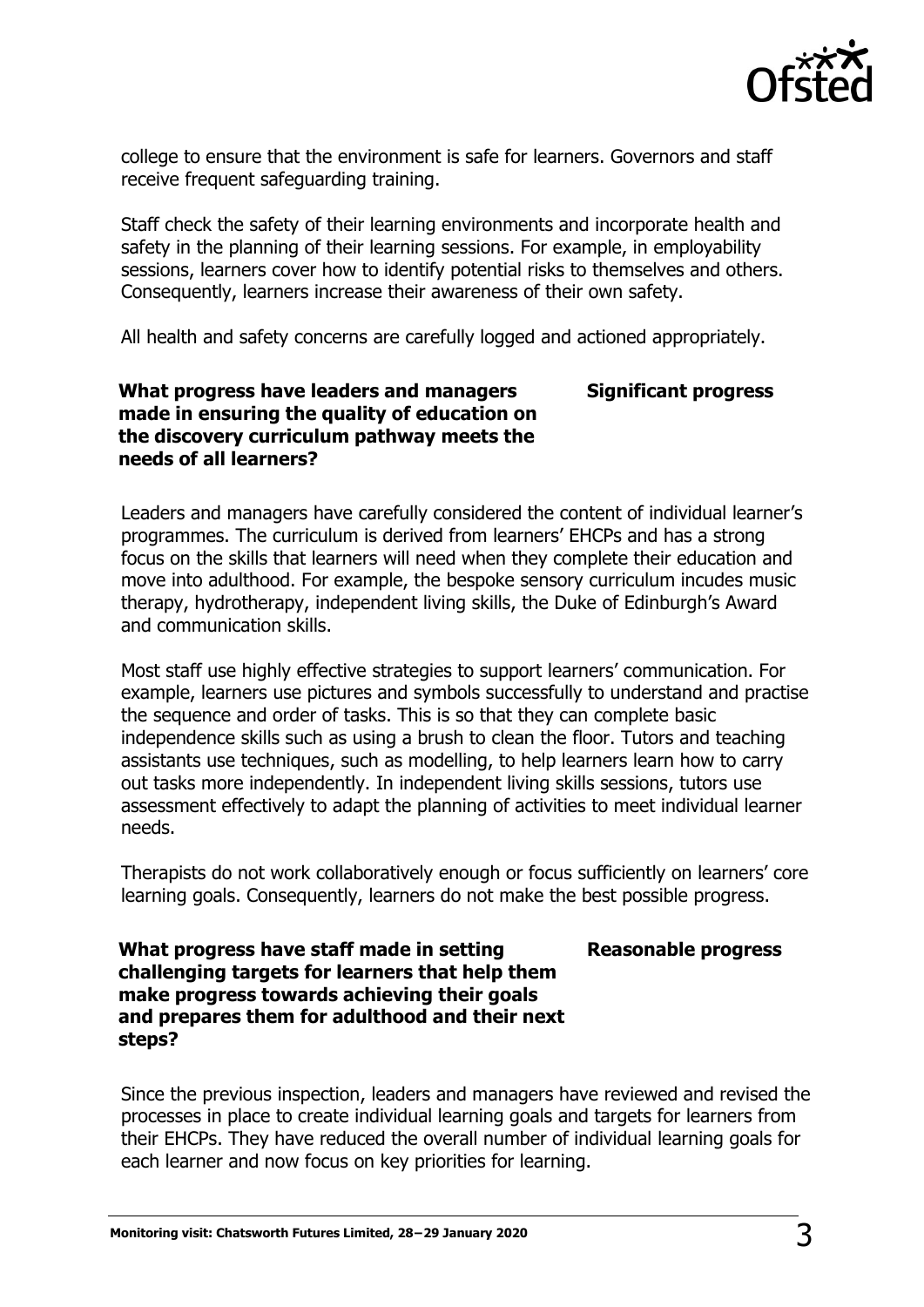college to ensure that the environment is safe for learners. Governors and staff receive frequent safeguarding training.

Staff check the safety of their learning environments and incorporate health and safety in the planning of their learning sessions. For example, in employability sessions, learners cover how to identify potential risks to themselves and others. Consequently, learners increase their awareness of their own safety.

All health and safety concerns are carefully logged and actioned appropriately.

| **What progress have leaders and managers made in ensuring the quality of education on the discovery curriculum pathway meets the needs of all learners?** | **Significant progress** |
| --- | --- |

Leaders and managers have carefully considered the content of individual learner's programmes. The curriculum is derived from learners' EHCPs and has a strong focus on the skills that learners will need when they complete their education and move into adulthood. For example, the bespoke sensory curriculum incudes music therapy, hydrotherapy, independent living skills, the Duke of Edinburgh's Award and communication skills.

Most staff use highly effective strategies to support learners' communication. For example, learners use pictures and symbols successfully to understand and practise the sequence and order of tasks. This is so that they can complete basic independence skills such as using a brush to clean the floor. Tutors and teaching assistants use techniques, such as modelling, to help learners learn how to carry out tasks more independently. In independent living skills sessions, tutors use assessment effectively to adapt the planning of activities to meet individual learner needs.

Therapists do not work collaboratively enough or focus sufficiently on learners' core learning goals. Consequently, learners do not make the best possible progress.

| **What progress have staff made in setting challenging targets for learners that help them make progress towards achieving their goals and prepares them for adulthood and their next steps?** | **Reasonable progress** |
| --- | --- |

Since the previous inspection, leaders and managers have reviewed and revised the processes in place to create individual learning goals and targets for learners from their EHCPs. They have reduced the overall number of individual learning goals for each learner and now focus on key priorities for learning.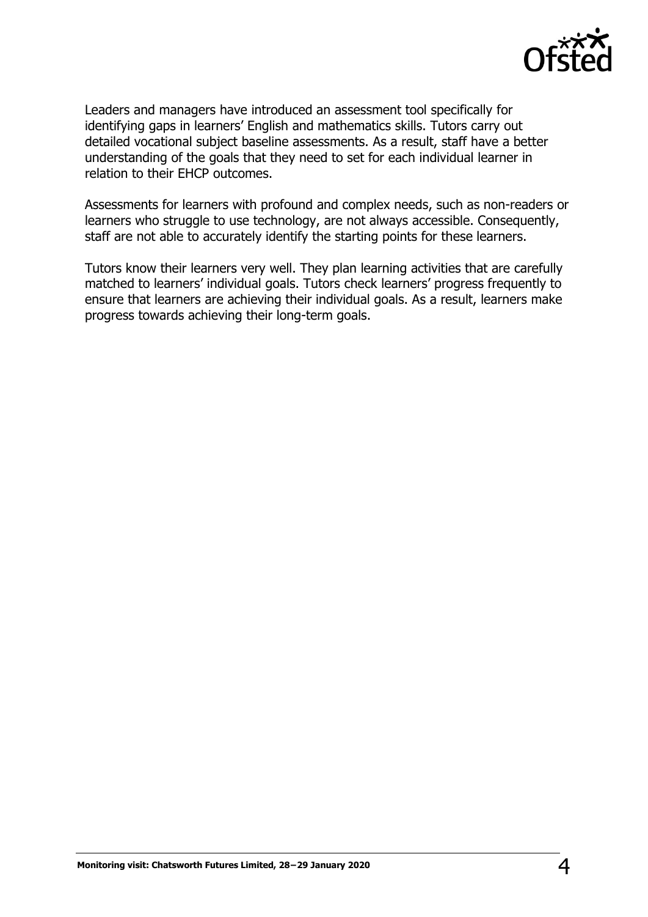Leaders and managers have introduced an assessment tool specifically for identifying gaps in learners' English and mathematics skills. Tutors carry out detailed vocational subject baseline assessments. As a result, staff have a better understanding of the goals that they need to set for each individual learner in relation to their EHCP outcomes.

Assessments for learners with profound and complex needs, such as non-readers or learners who struggle to use technology, are not always accessible. Consequently, staff are not able to accurately identify the starting points for these learners.

Tutors know their learners very well. They plan learning activities that are carefully matched to learners' individual goals. Tutors check learners' progress frequently to ensure that learners are achieving their individual goals. As a result, learners make progress towards achieving their long-term goals.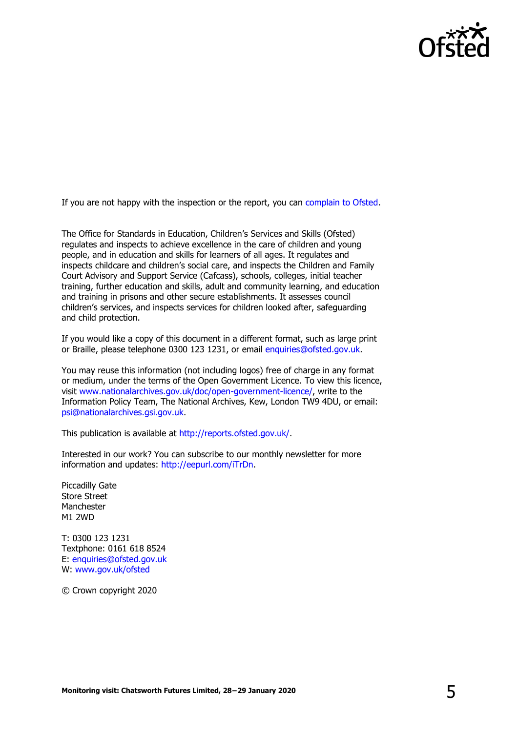If you are not happy with the inspection or the report, you can complain to Ofsted.

The Office for Standards in Education, Children's Services and Skills (Ofsted) regulates and inspects to achieve excellence in the care of children and young people, and in education and skills for learners of all ages. It regulates and inspects childcare and children's social care, and inspects the Children and Family Court Advisory and Support Service (Cafcass), schools, colleges, initial teacher training, further education and skills, adult and community learning, and education and training in prisons and other secure establishments. It assesses council children's services, and inspects services for children looked after, safeguarding and child protection.

If you would like a copy of this document in a different format, such as large print or Braille, please telephone 0300 123 1231, or email enquiries@ofsted.gov.uk.

You may reuse this information (not including logos) free of charge in any format or medium, under the terms of the Open Government Licence. To view this licence, visit www.nationalarchives.gov.uk/doc/open-government-licence/, write to the Information Policy Team, The National Archives, Kew, London TW9 4DU, or email: psi@nationalarchives.gsi.gov.uk.

This publication is available at http://reports.ofsted.gov.uk/.

Interested in our work? You can subscribe to our monthly newsletter for more information and updates: http://eepurl.com/iTrDn.

Piccadilly Gate
Store Street
Manchester
M1 2WD

T: 0300 123 1231
Textphone: 0161 618 8524
E: enquiries@ofsted.gov.uk
W: www.gov.uk/ofsted

© Crown copyright 2020